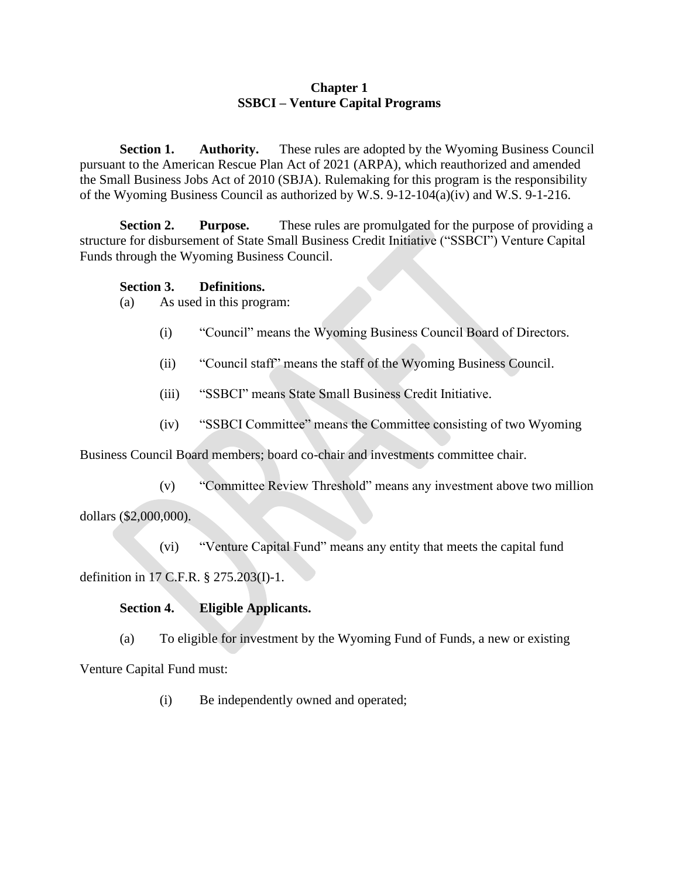**Chapter 1**
**SSBCI – Venture Capital Programs**

**Section 1. Authority.** These rules are adopted by the Wyoming Business Council pursuant to the American Rescue Plan Act of 2021 (ARPA), which reauthorized and amended the Small Business Jobs Act of 2010 (SBJA). Rulemaking for this program is the responsibility of the Wyoming Business Council as authorized by W.S. 9-12-104(a)(iv) and W.S. 9-1-216.

**Section 2. Purpose.** These rules are promulgated for the purpose of providing a structure for disbursement of State Small Business Credit Initiative ("SSBCI") Venture Capital Funds through the Wyoming Business Council.

**Section 3. Definitions.**

(a) As used in this program:

(i) "Council" means the Wyoming Business Council Board of Directors.

(ii) "Council staff" means the staff of the Wyoming Business Council.

(iii) "SSBCI" means State Small Business Credit Initiative.

(iv) "SSBCI Committee" means the Committee consisting of two Wyoming Business Council Board members; board co-chair and investments committee chair.

(v) "Committee Review Threshold" means any investment above two million dollars ($2,000,000).

(vi) "Venture Capital Fund" means any entity that meets the capital fund definition in 17 C.F.R. § 275.203(I)-1.

**Section 4. Eligible Applicants.**

(a) To eligible for investment by the Wyoming Fund of Funds, a new or existing Venture Capital Fund must:

(i) Be independently owned and operated;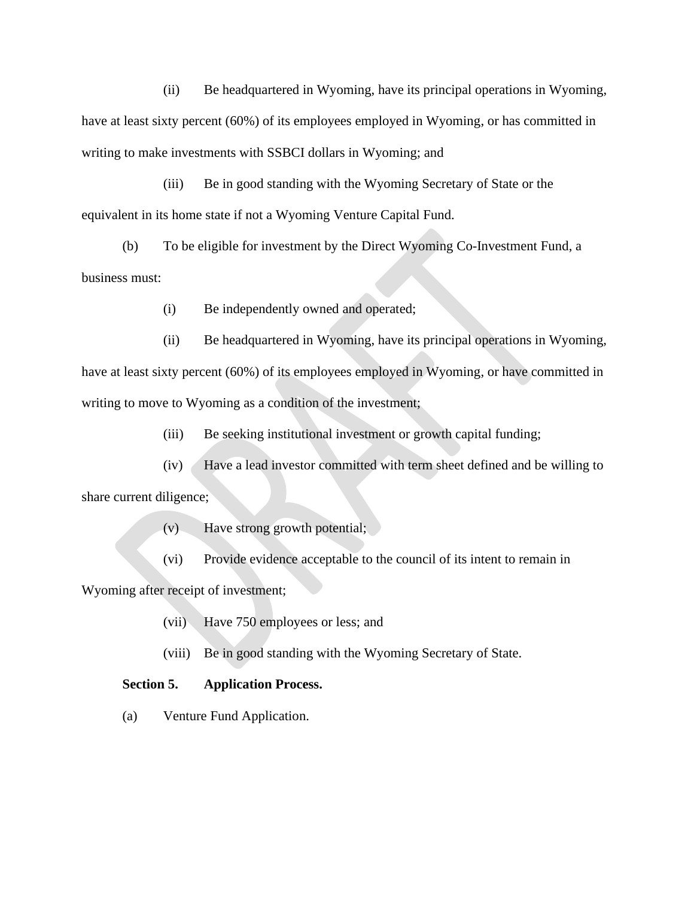(ii) Be headquartered in Wyoming, have its principal operations in Wyoming, have at least sixty percent (60%) of its employees employed in Wyoming, or has committed in writing to make investments with SSBCI dollars in Wyoming; and

(iii) Be in good standing with the Wyoming Secretary of State or the equivalent in its home state if not a Wyoming Venture Capital Fund.

(b) To be eligible for investment by the Direct Wyoming Co-Investment Fund, a business must:

(i) Be independently owned and operated;

(ii) Be headquartered in Wyoming, have its principal operations in Wyoming, have at least sixty percent (60%) of its employees employed in Wyoming, or have committed in writing to move to Wyoming as a condition of the investment;

(iii) Be seeking institutional investment or growth capital funding;

(iv) Have a lead investor committed with term sheet defined and be willing to share current diligence;

(v) Have strong growth potential;

(vi) Provide evidence acceptable to the council of its intent to remain in Wyoming after receipt of investment;

(vii) Have 750 employees or less; and

(viii) Be in good standing with the Wyoming Secretary of State.

**Section 5. Application Process.**

(a) Venture Fund Application.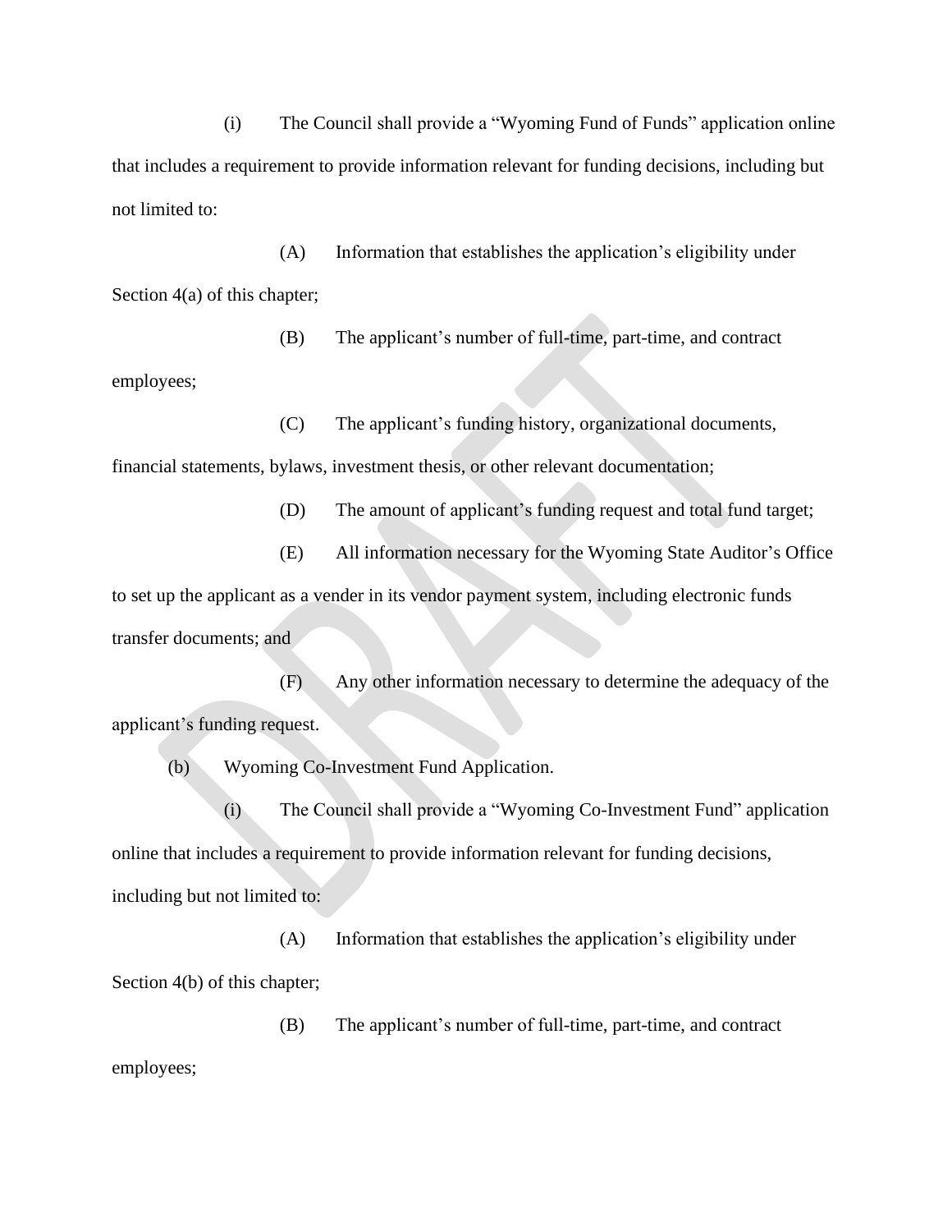(i) The Council shall provide a "Wyoming Fund of Funds" application online that includes a requirement to provide information relevant for funding decisions, including but not limited to:

(A) Information that establishes the application's eligibility under Section 4(a) of this chapter;

(B) The applicant's number of full-time, part-time, and contract employees;

(C) The applicant's funding history, organizational documents, financial statements, bylaws, investment thesis, or other relevant documentation;

(D) The amount of applicant's funding request and total fund target;

(E) All information necessary for the Wyoming State Auditor's Office to set up the applicant as a vender in its vendor payment system, including electronic funds transfer documents; and

(F) Any other information necessary to determine the adequacy of the applicant's funding request.

(b) Wyoming Co-Investment Fund Application.

(i) The Council shall provide a "Wyoming Co-Investment Fund" application online that includes a requirement to provide information relevant for funding decisions, including but not limited to:

(A) Information that establishes the application's eligibility under Section 4(b) of this chapter;

(B) The applicant's number of full-time, part-time, and contract employees;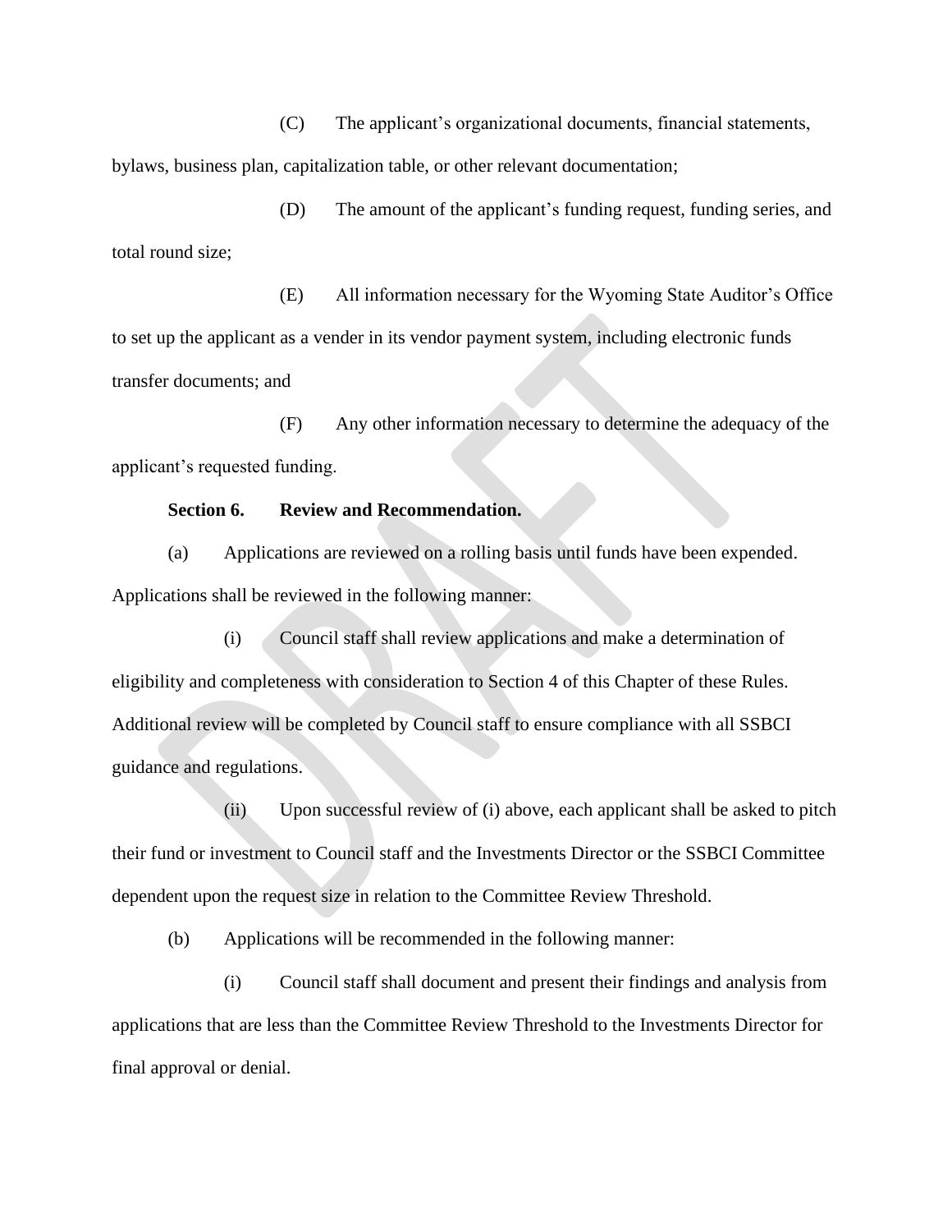(C) The applicant's organizational documents, financial statements, bylaws, business plan, capitalization table, or other relevant documentation;

(D) The amount of the applicant's funding request, funding series, and total round size;

(E) All information necessary for the Wyoming State Auditor's Office to set up the applicant as a vender in its vendor payment system, including electronic funds transfer documents; and

(F) Any other information necessary to determine the adequacy of the applicant's requested funding.

**Section 6. Review and Recommendation.**

(a) Applications are reviewed on a rolling basis until funds have been expended. Applications shall be reviewed in the following manner:

(i) Council staff shall review applications and make a determination of eligibility and completeness with consideration to Section 4 of this Chapter of these Rules. Additional review will be completed by Council staff to ensure compliance with all SSBCI guidance and regulations.

(ii) Upon successful review of (i) above, each applicant shall be asked to pitch their fund or investment to Council staff and the Investments Director or the SSBCI Committee dependent upon the request size in relation to the Committee Review Threshold.

(b) Applications will be recommended in the following manner:

(i) Council staff shall document and present their findings and analysis from applications that are less than the Committee Review Threshold to the Investments Director for final approval or denial.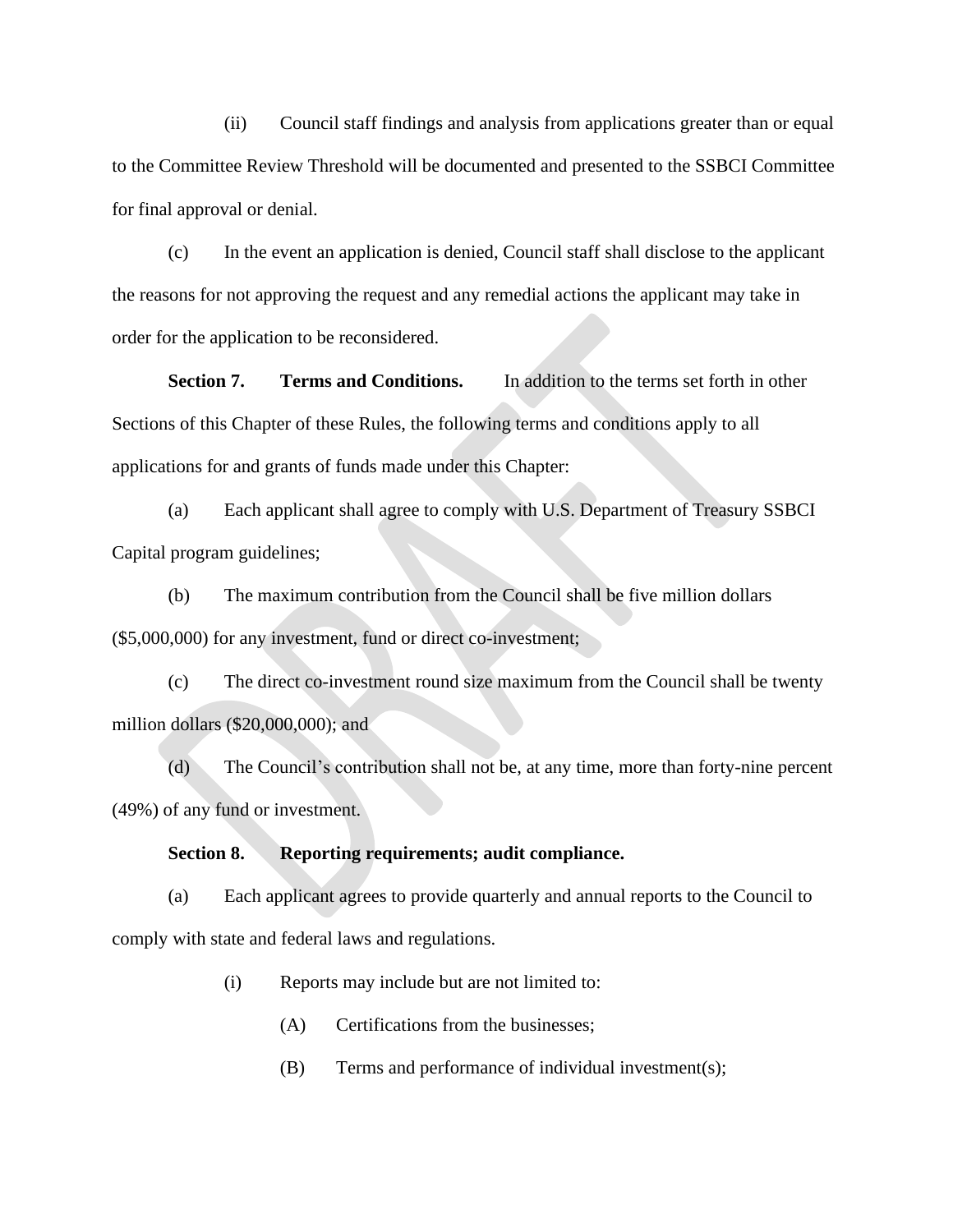(ii) Council staff findings and analysis from applications greater than or equal to the Committee Review Threshold will be documented and presented to the SSBCI Committee for final approval or denial.

(c) In the event an application is denied, Council staff shall disclose to the applicant the reasons for not approving the request and any remedial actions the applicant may take in order for the application to be reconsidered.

**Section 7. Terms and Conditions.** In addition to the terms set forth in other Sections of this Chapter of these Rules, the following terms and conditions apply to all applications for and grants of funds made under this Chapter:

(a) Each applicant shall agree to comply with U.S. Department of Treasury SSBCI Capital program guidelines;

(b) The maximum contribution from the Council shall be five million dollars ($5,000,000) for any investment, fund or direct co-investment;

(c) The direct co-investment round size maximum from the Council shall be twenty million dollars ($20,000,000); and

(d) The Council's contribution shall not be, at any time, more than forty-nine percent (49%) of any fund or investment.

**Section 8. Reporting requirements; audit compliance.**

(a) Each applicant agrees to provide quarterly and annual reports to the Council to comply with state and federal laws and regulations.

(i) Reports may include but are not limited to:

(A) Certifications from the businesses;

(B) Terms and performance of individual investment(s);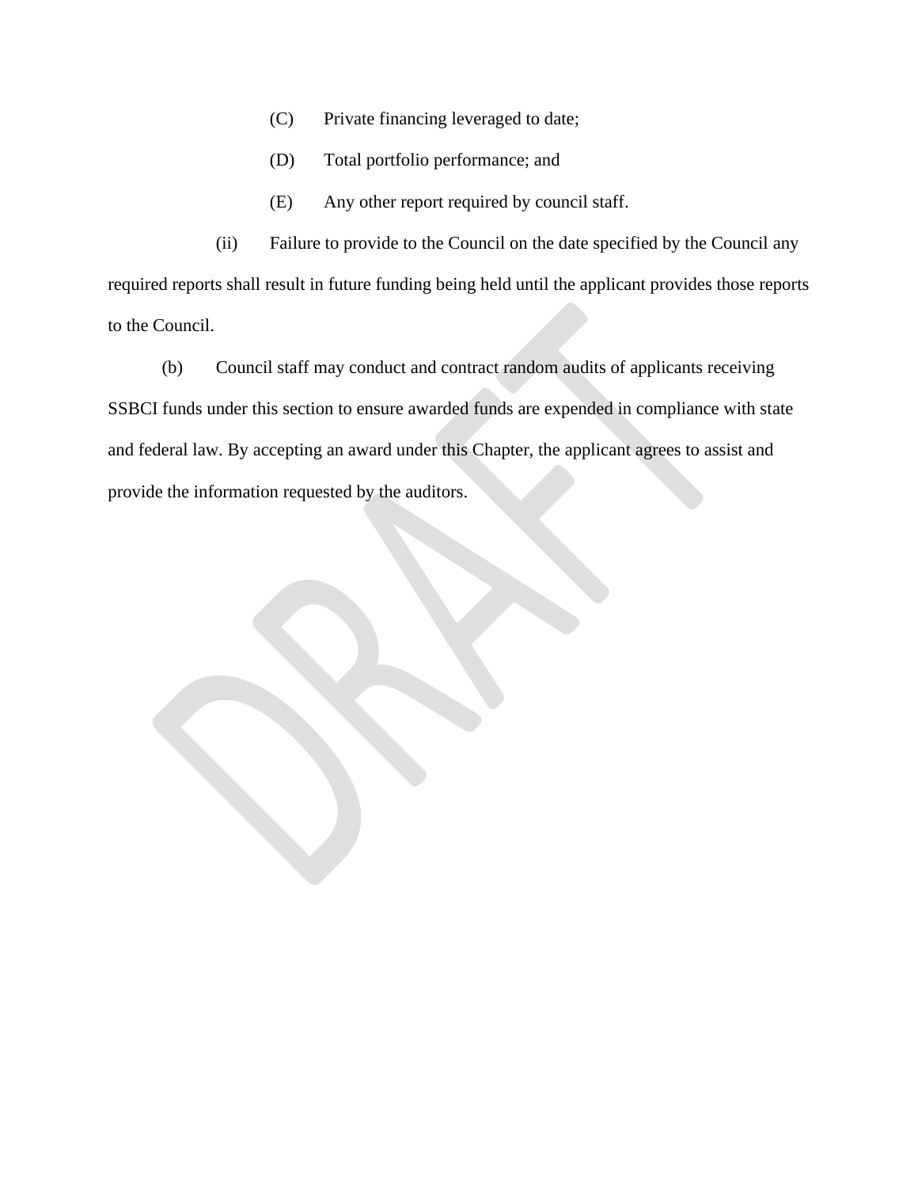(C) Private financing leveraged to date;

(D) Total portfolio performance; and

(E) Any other report required by council staff.

(ii) Failure to provide to the Council on the date specified by the Council any required reports shall result in future funding being held until the applicant provides those reports to the Council.

(b) Council staff may conduct and contract random audits of applicants receiving SSBCI funds under this section to ensure awarded funds are expended in compliance with state and federal law. By accepting an award under this Chapter, the applicant agrees to assist and provide the information requested by the auditors.